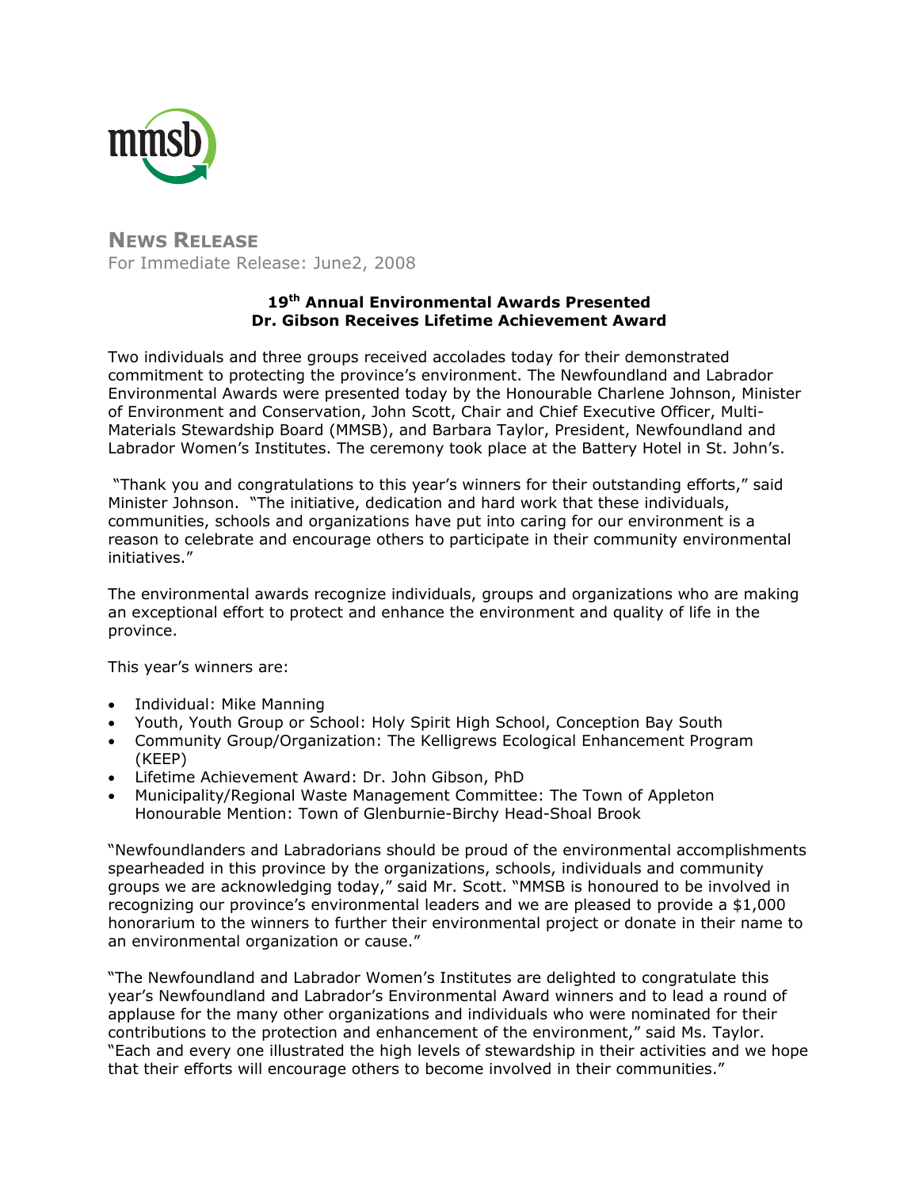mmsb

# NEWS RELEASE

For Immediate Release: June2, 2008

**19th Annual Environmental Awards Presented**
**Dr. Gibson Receives Lifetime Achievement Award**

Two individuals and three groups received accolades today for their demonstrated commitment to protecting the province's environment. The Newfoundland and Labrador Environmental Awards were presented today by the Honourable Charlene Johnson, Minister of Environment and Conservation, John Scott, Chair and Chief Executive Officer, Multi-Materials Stewardship Board (MMSB), and Barbara Taylor, President, Newfoundland and Labrador Women's Institutes. The ceremony took place at the Battery Hotel in St. John's.

"Thank you and congratulations to this year's winners for their outstanding efforts," said Minister Johnson. "The initiative, dedication and hard work that these individuals, communities, schools and organizations have put into caring for our environment is a reason to celebrate and encourage others to participate in their community environmental initiatives."

The environmental awards recognize individuals, groups and organizations who are making an exceptional effort to protect and enhance the environment and quality of life in the province.

This year's winners are:

- Individual: Mike Manning
- Youth, Youth Group or School: Holy Spirit High School, Conception Bay South
- Community Group/Organization: The Kelligrews Ecological Enhancement Program (KEEP)
- Lifetime Achievement Award: Dr. John Gibson, PhD
- Municipality/Regional Waste Management Committee: The Town of Appleton
  Honourable Mention: Town of Glenburnie-Birchy Head-Shoal Brook

"Newfoundlanders and Labradorians should be proud of the environmental accomplishments spearheaded in this province by the organizations, schools, individuals and community groups we are acknowledging today," said Mr. Scott. "MMSB is honoured to be involved in recognizing our province's environmental leaders and we are pleased to provide a $1,000 honorarium to the winners to further their environmental project or donate in their name to an environmental organization or cause."

"The Newfoundland and Labrador Women's Institutes are delighted to congratulate this year's Newfoundland and Labrador's Environmental Award winners and to lead a round of applause for the many other organizations and individuals who were nominated for their contributions to the protection and enhancement of the environment," said Ms. Taylor. "Each and every one illustrated the high levels of stewardship in their activities and we hope that their efforts will encourage others to become involved in their communities."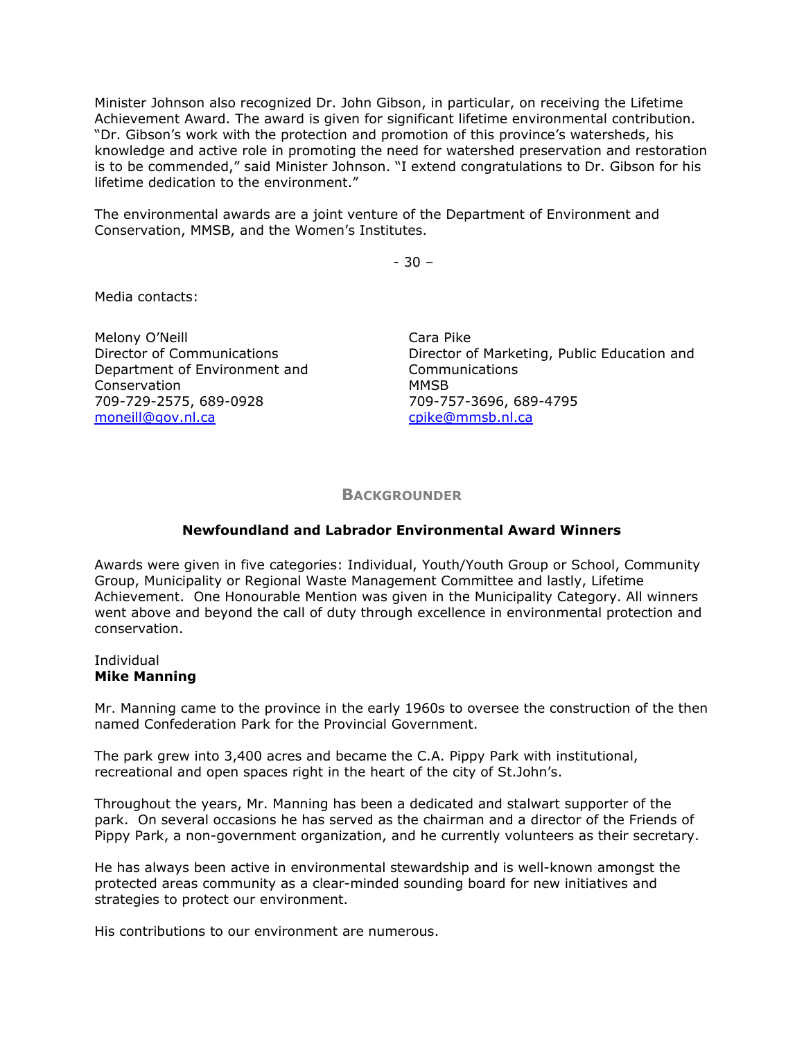Minister Johnson also recognized Dr. John Gibson, in particular, on receiving the Lifetime Achievement Award. The award is given for significant lifetime environmental contribution. "Dr. Gibson's work with the protection and promotion of this province's watersheds, his knowledge and active role in promoting the need for watershed preservation and restoration is to be commended," said Minister Johnson. "I extend congratulations to Dr. Gibson for his lifetime dedication to the environment."

The environmental awards are a joint venture of the Department of Environment and Conservation, MMSB, and the Women's Institutes.

- 30 –

Media contacts:

Melony O'Neill
Director of Communications
Department of Environment and Conservation
709-729-2575, 689-0928
moneill@gov.nl.ca

Cara Pike
Director of Marketing, Public Education and Communications
MMSB
709-757-3696, 689-4795
cpike@mmsb.nl.ca

## Backgrounder

### Newfoundland and Labrador Environmental Award Winners

Awards were given in five categories: Individual, Youth/Youth Group or School, Community Group, Municipality or Regional Waste Management Committee and lastly, Lifetime Achievement. One Honourable Mention was given in the Municipality Category. All winners went above and beyond the call of duty through excellence in environmental protection and conservation.

Individual
**Mike Manning**

Mr. Manning came to the province in the early 1960s to oversee the construction of the then named Confederation Park for the Provincial Government.

The park grew into 3,400 acres and became the C.A. Pippy Park with institutional, recreational and open spaces right in the heart of the city of St.John's.

Throughout the years, Mr. Manning has been a dedicated and stalwart supporter of the park. On several occasions he has served as the chairman and a director of the Friends of Pippy Park, a non-government organization, and he currently volunteers as their secretary.

He has always been active in environmental stewardship and is well-known amongst the protected areas community as a clear-minded sounding board for new initiatives and strategies to protect our environment.

His contributions to our environment are numerous.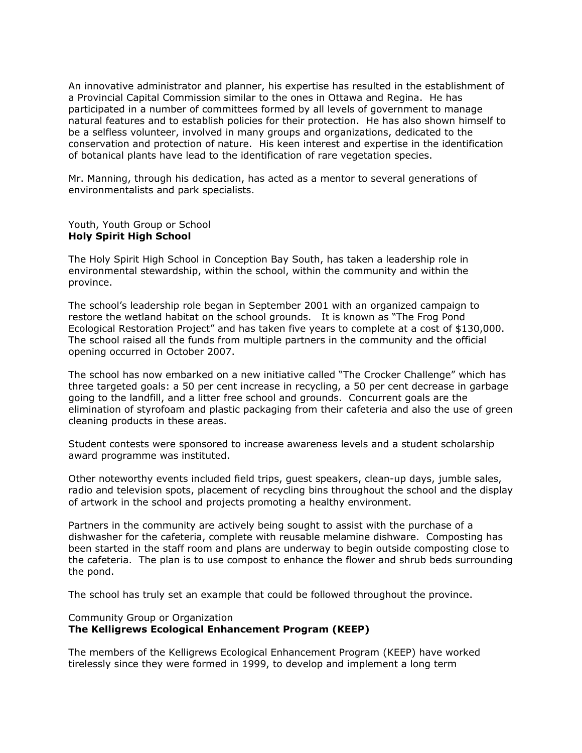An innovative administrator and planner, his expertise has resulted in the establishment of a Provincial Capital Commission similar to the ones in Ottawa and Regina. He has participated in a number of committees formed by all levels of government to manage natural features and to establish policies for their protection. He has also shown himself to be a selfless volunteer, involved in many groups and organizations, dedicated to the conservation and protection of nature. His keen interest and expertise in the identification of botanical plants have lead to the identification of rare vegetation species.

Mr. Manning, through his dedication, has acted as a mentor to several generations of environmentalists and park specialists.

Youth, Youth Group or School
**Holy Spirit High School**

The Holy Spirit High School in Conception Bay South, has taken a leadership role in environmental stewardship, within the school, within the community and within the province.

The school's leadership role began in September 2001 with an organized campaign to restore the wetland habitat on the school grounds. It is known as "The Frog Pond Ecological Restoration Project" and has taken five years to complete at a cost of $130,000. The school raised all the funds from multiple partners in the community and the official opening occurred in October 2007.

The school has now embarked on a new initiative called "The Crocker Challenge" which has three targeted goals: a 50 per cent increase in recycling, a 50 per cent decrease in garbage going to the landfill, and a litter free school and grounds. Concurrent goals are the elimination of styrofoam and plastic packaging from their cafeteria and also the use of green cleaning products in these areas.

Student contests were sponsored to increase awareness levels and a student scholarship award programme was instituted.

Other noteworthy events included field trips, guest speakers, clean-up days, jumble sales, radio and television spots, placement of recycling bins throughout the school and the display of artwork in the school and projects promoting a healthy environment.

Partners in the community are actively being sought to assist with the purchase of a dishwasher for the cafeteria, complete with reusable melamine dishware. Composting has been started in the staff room and plans are underway to begin outside composting close to the cafeteria. The plan is to use compost to enhance the flower and shrub beds surrounding the pond.

The school has truly set an example that could be followed throughout the province.

Community Group or Organization
**The Kelligrews Ecological Enhancement Program (KEEP)**

The members of the Kelligrews Ecological Enhancement Program (KEEP) have worked tirelessly since they were formed in 1999, to develop and implement a long term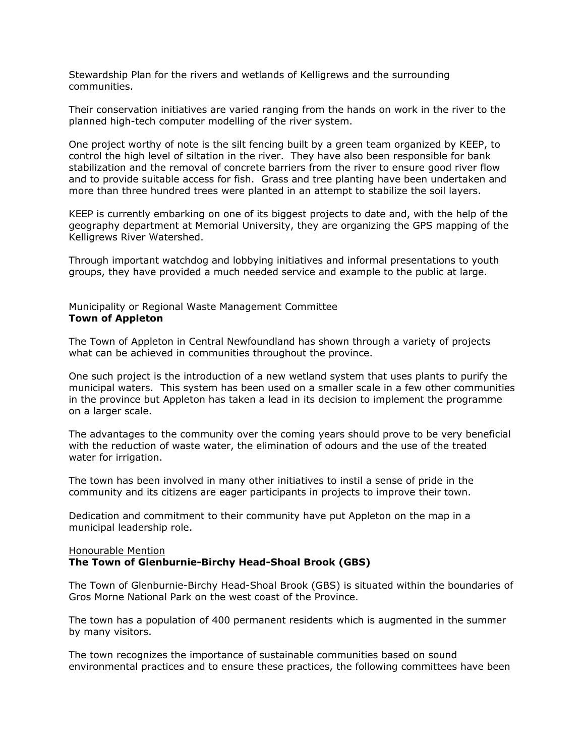Stewardship Plan for the rivers and wetlands of Kelligrews and the surrounding communities.

Their conservation initiatives are varied ranging from the hands on work in the river to the planned high-tech computer modelling of the river system.

One project worthy of note is the silt fencing built by a green team organized by KEEP, to control the high level of siltation in the river. They have also been responsible for bank stabilization and the removal of concrete barriers from the river to ensure good river flow and to provide suitable access for fish. Grass and tree planting have been undertaken and more than three hundred trees were planted in an attempt to stabilize the soil layers.

KEEP is currently embarking on one of its biggest projects to date and, with the help of the geography department at Memorial University, they are organizing the GPS mapping of the Kelligrews River Watershed.

Through important watchdog and lobbying initiatives and informal presentations to youth groups, they have provided a much needed service and example to the public at large.

Municipality or Regional Waste Management Committee
**Town of Appleton**

The Town of Appleton in Central Newfoundland has shown through a variety of projects what can be achieved in communities throughout the province.

One such project is the introduction of a new wetland system that uses plants to purify the municipal waters. This system has been used on a smaller scale in a few other communities in the province but Appleton has taken a lead in its decision to implement the programme on a larger scale.

The advantages to the community over the coming years should prove to be very beneficial with the reduction of waste water, the elimination of odours and the use of the treated water for irrigation.

The town has been involved in many other initiatives to instil a sense of pride in the community and its citizens are eager participants in projects to improve their town.

Dedication and commitment to their community have put Appleton on the map in a municipal leadership role.

<u>Honourable Mention</u>
**The Town of Glenburnie-Birchy Head-Shoal Brook (GBS)**

The Town of Glenburnie-Birchy Head-Shoal Brook (GBS) is situated within the boundaries of Gros Morne National Park on the west coast of the Province.

The town has a population of 400 permanent residents which is augmented in the summer by many visitors.

The town recognizes the importance of sustainable communities based on sound environmental practices and to ensure these practices, the following committees have been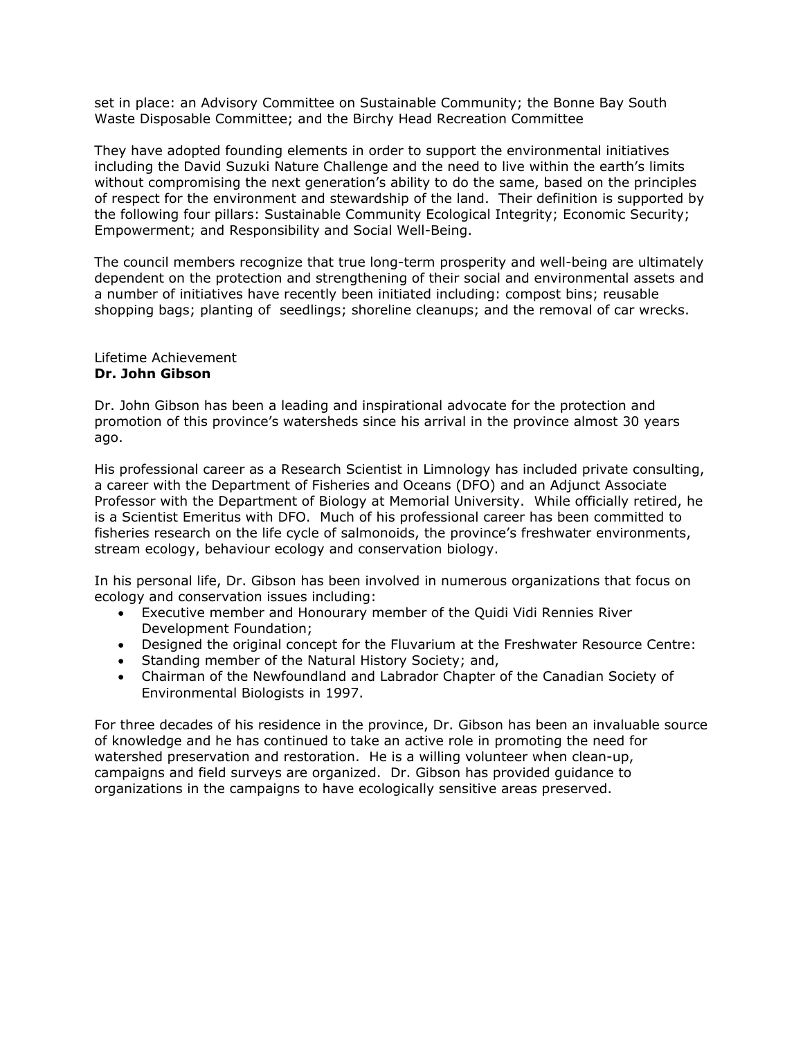set in place: an Advisory Committee on Sustainable Community; the Bonne Bay South Waste Disposable Committee; and the Birchy Head Recreation Committee

They have adopted founding elements in order to support the environmental initiatives including the David Suzuki Nature Challenge and the need to live within the earth's limits without compromising the next generation's ability to do the same, based on the principles of respect for the environment and stewardship of the land. Their definition is supported by the following four pillars: Sustainable Community Ecological Integrity; Economic Security; Empowerment; and Responsibility and Social Well-Being.

The council members recognize that true long-term prosperity and well-being are ultimately dependent on the protection and strengthening of their social and environmental assets and a number of initiatives have recently been initiated including: compost bins; reusable shopping bags; planting of seedlings; shoreline cleanups; and the removal of car wrecks.

Lifetime Achievement
**Dr. John Gibson**

Dr. John Gibson has been a leading and inspirational advocate for the protection and promotion of this province's watersheds since his arrival in the province almost 30 years ago.

His professional career as a Research Scientist in Limnology has included private consulting, a career with the Department of Fisheries and Oceans (DFO) and an Adjunct Associate Professor with the Department of Biology at Memorial University. While officially retired, he is a Scientist Emeritus with DFO. Much of his professional career has been committed to fisheries research on the life cycle of salmonoids, the province's freshwater environments, stream ecology, behaviour ecology and conservation biology.

In his personal life, Dr. Gibson has been involved in numerous organizations that focus on ecology and conservation issues including:

- Executive member and Honourary member of the Quidi Vidi Rennies River Development Foundation;
- Designed the original concept for the Fluvarium at the Freshwater Resource Centre:
- Standing member of the Natural History Society; and,
- Chairman of the Newfoundland and Labrador Chapter of the Canadian Society of Environmental Biologists in 1997.

For three decades of his residence in the province, Dr. Gibson has been an invaluable source of knowledge and he has continued to take an active role in promoting the need for watershed preservation and restoration. He is a willing volunteer when clean-up, campaigns and field surveys are organized. Dr. Gibson has provided guidance to organizations in the campaigns to have ecologically sensitive areas preserved.